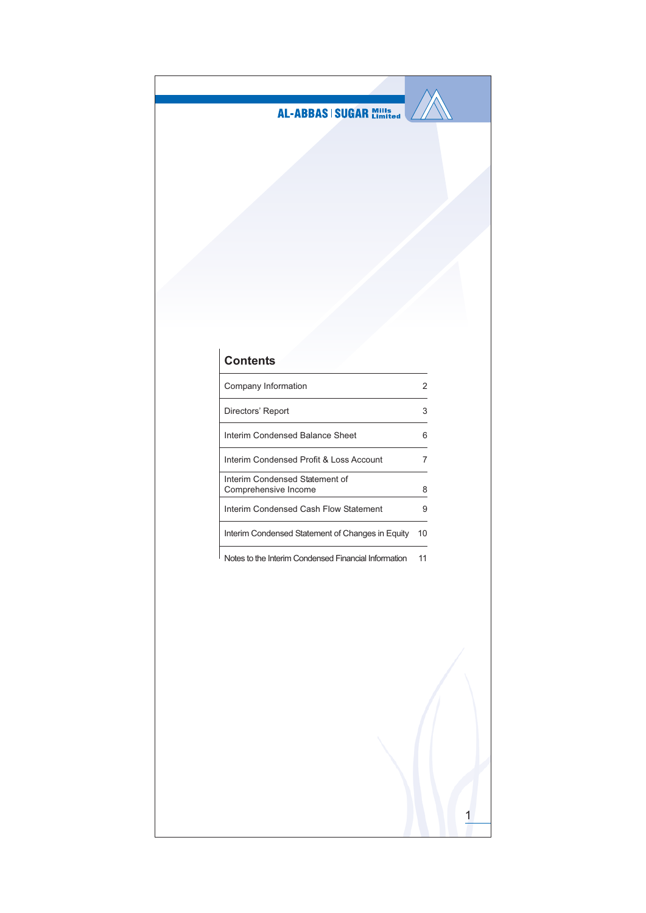AL-ABBAS | SUGAR Mills Limited

## Contents

| | |
|---|---|
| Company Information | 2 |
| Directors' Report | 3 |
| Interim Condensed Balance Sheet | 6 |
| Interim Condensed Profit & Loss Account | 7 |
| Interim Condensed Statement of Comprehensive Income | 8 |
| Interim Condensed Cash Flow Statement | 9 |
| Interim Condensed Statement of Changes in Equity | 10 |
| Notes to the Interim Condensed Financial Information | 11 |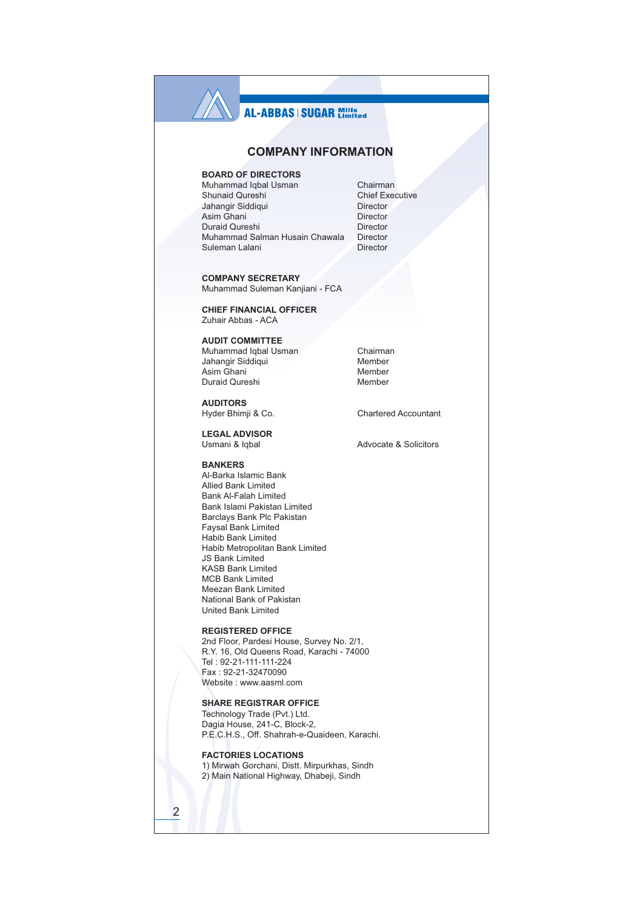# COMPANY INFORMATION

**BOARD OF DIRECTORS**

| | |
|---|---|
| Muhammad Iqbal Usman | Chairman |
| Shunaid Qureshi | Chief Executive |
| Jahangir Siddiqui | Director |
| Asim Ghani | Director |
| Duraid Qureshi | Director |
| Muhammad Salman Husain Chawala | Director |
| Suleman Lalani | Director |

**COMPANY SECRETARY**
Muhammad Suleman Kanjiani - FCA

**CHIEF FINANCIAL OFFICER**
Zuhair Abbas - ACA

**AUDIT COMMITTEE**

| | |
|---|---|
| Muhammad Iqbal Usman | Chairman |
| Jahangir Siddiqui | Member |
| Asim Ghani | Member |
| Duraid Qureshi | Member |

**AUDITORS**
Hyder Bhimji & Co. — Chartered Accountant

**LEGAL ADVISOR**
Usmani & Iqbal — Advocate & Solicitors

**BANKERS**
Al-Barka Islamic Bank
Allied Bank Limited
Bank Al-Falah Limited
Bank Islami Pakistan Limited
Barclays Bank Plc Pakistan
Faysal Bank Limited
Habib Bank Limited
Habib Metropolitan Bank Limited
JS Bank Limited
KASB Bank Limited
MCB Bank Limited
Meezan Bank Limited
National Bank of Pakistan
United Bank Limited

**REGISTERED OFFICE**
2nd Floor, Pardesi House, Survey No. 2/1,
R.Y. 16, Old Queens Road, Karachi - 74000
Tel : 92-21-111-111-224
Fax : 92-21-32470090
Website : www.aasml.com

**SHARE REGISTRAR OFFICE**
Technology Trade (Pvt.) Ltd.
Dagia House, 241-C, Block-2,
P.E.C.H.S., Off. Shahrah-e-Quaideen, Karachi.

**FACTORIES LOCATIONS**
1) Mirwah Gorchani, Distt. Mirpurkhas, Sindh
2) Main National Highway, Dhabeji, Sindh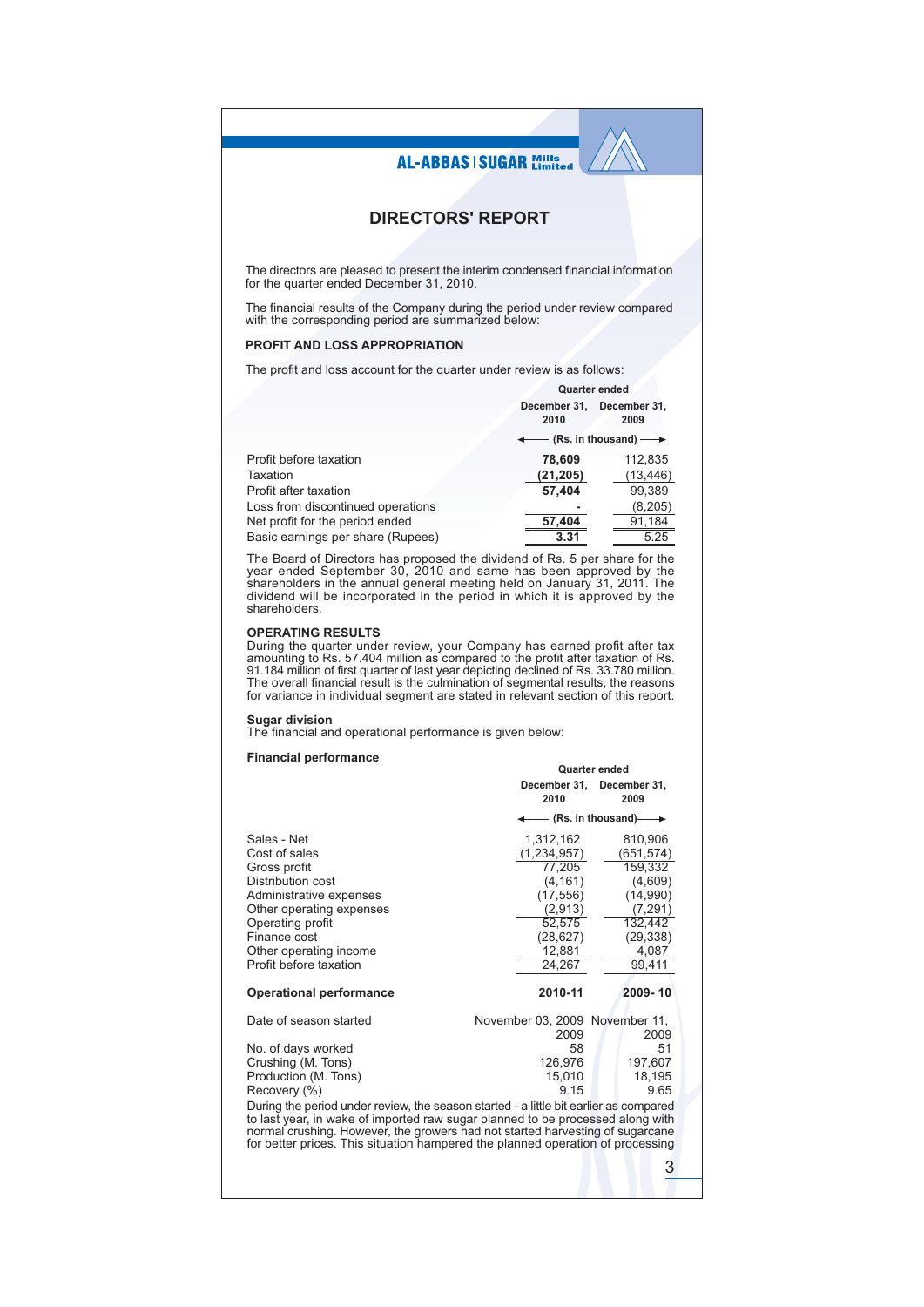# DIRECTORS' REPORT

The directors are pleased to present the interim condensed financial information for the quarter ended December 31, 2010.

The financial results of the Company during the period under review compared with the corresponding period are summarized below:

**PROFIT AND LOSS APPROPRIATION**

The profit and loss account for the quarter under review is as follows:

| | Quarter ended | |
|---|---|---|
| | December 31, 2010 | December 31, 2009 |
| | (Rs. in thousand) | |
| Profit before taxation | **78,609** | 112,835 |
| Taxation | **(21,205)** | (13,446) |
| Profit after taxation | **57,404** | 99,389 |
| Loss from discontinued operations | **-** | (8,205) |
| Net profit for the period ended | **57,404** | 91,184 |
| Basic earnings per share (Rupees) | **3.31** | 5.25 |

The Board of Directors has proposed the dividend of Rs. 5 per share for the year ended September 30, 2010 and same has been approved by the shareholders in the annual general meeting held on January 31, 2011. The dividend will be incorporated in the period in which it is approved by the shareholders.

**OPERATING RESULTS**

During the quarter under review, your Company has earned profit after tax amounting to Rs. 57.404 million as compared to the profit after taxation of Rs. 91.184 million of first quarter of last year depicting declined of Rs. 33.780 million. The overall financial result is the culmination of segmental results, the reasons for variance in individual segment are stated in relevant section of this report.

**Sugar division**

The financial and operational performance is given below:

**Financial performance**

| | Quarter ended | |
|---|---|---|
| | December 31, 2010 | December 31, 2009 |
| | (Rs. in thousand) | |
| Sales - Net | 1,312,162 | 810,906 |
| Cost of sales | (1,234,957) | (651,574) |
| Gross profit | 77,205 | 159,332 |
| Distribution cost | (4,161) | (4,609) |
| Administrative expenses | (17,556) | (14,990) |
| Other operating expenses | (2,913) | (7,291) |
| Operating profit | 52,575 | 132,442 |
| Finance cost | (28,627) | (29,338) |
| Other operating income | 12,881 | 4,087 |
| Profit before taxation | 24,267 | 99,411 |

| **Operational performance** | **2010-11** | **2009- 10** |
|---|---|---|
| Date of season started | November 03, 2009 | November 11, 2009 |
| No. of days worked | 58 | 51 |
| Crushing (M. Tons) | 126,976 | 197,607 |
| Production (M. Tons) | 15,010 | 18,195 |
| Recovery (%) | 9.15 | 9.65 |

During the period under review, the season started - a little bit earlier as compared to last year, in wake of imported raw sugar planned to be processed along with normal crushing. However, the growers had not started harvesting of sugarcane for better prices. This situation hampered the planned operation of processing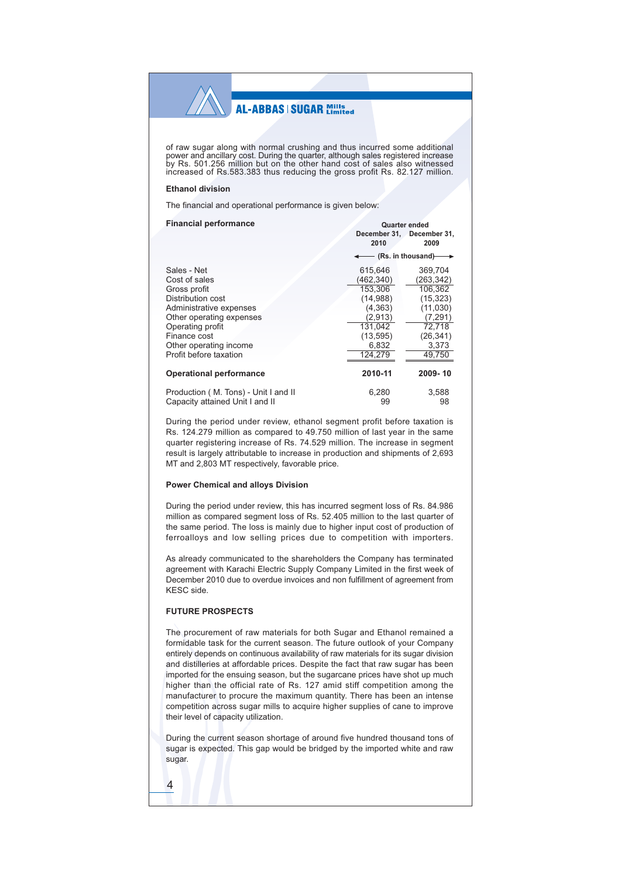of raw sugar along with normal crushing and thus incurred some additional power and ancillary cost. During the quarter, although sales registered increase by Rs. 501.256 million but on the other hand cost of sales also witnessed increased of Rs.583.383 thus reducing the gross profit Rs. 82.127 million.

**Ethanol division**

The financial and operational performance is given below:

| **Financial performance** | **Quarter ended December 31, 2010** | **Quarter ended December 31, 2009** |
|---|---|---|
| | (Rs. in thousand) | |
| Sales - Net | 615,646 | 369,704 |
| Cost of sales | (462,340) | (263,342) |
| Gross profit | 153,306 | 106,362 |
| Distribution cost | (14,988) | (15,323) |
| Administrative expenses | (4,363) | (11,030) |
| Other operating expenses | (2,913) | (7,291) |
| Operating profit | 131,042 | 72,718 |
| Finance cost | (13,595) | (26,341) |
| Other operating income | 6,832 | 3,373 |
| Profit before taxation | 124,279 | 49,750 |

| **Operational performance** | **2010-11** | **2009- 10** |
|---|---|---|
| Production ( M. Tons) - Unit I and II | 6,280 | 3,588 |
| Capacity attained Unit I and II | 99 | 98 |

During the period under review, ethanol segment profit before taxation is Rs. 124.279 million as compared to 49.750 million of last year in the same quarter registering increase of Rs. 74.529 million. The increase in segment result is largely attributable to increase in production and shipments of 2,693 MT and 2,803 MT respectively, favorable price.

**Power Chemical and alloys Division**

During the period under review, this has incurred segment loss of Rs. 84.986 million as compared segment loss of Rs. 52.405 million to the last quarter of the same period. The loss is mainly due to higher input cost of production of ferroalloys and low selling prices due to competition with importers.

As already communicated to the shareholders the Company has terminated agreement with Karachi Electric Supply Company Limited in the first week of December 2010 due to overdue invoices and non fulfillment of agreement from KESC side.

**FUTURE PROSPECTS**

The procurement of raw materials for both Sugar and Ethanol remained a formidable task for the current season. The future outlook of your Company entirely depends on continuous availability of raw materials for its sugar division and distilleries at affordable prices. Despite the fact that raw sugar has been imported for the ensuing season, but the sugarcane prices have shot up much higher than the official rate of Rs. 127 amid stiff competition among the manufacturer to procure the maximum quantity. There has been an intense competition across sugar mills to acquire higher supplies of cane to improve their level of capacity utilization.

During the current season shortage of around five hundred thousand tons of sugar is expected. This gap would be bridged by the imported white and raw sugar.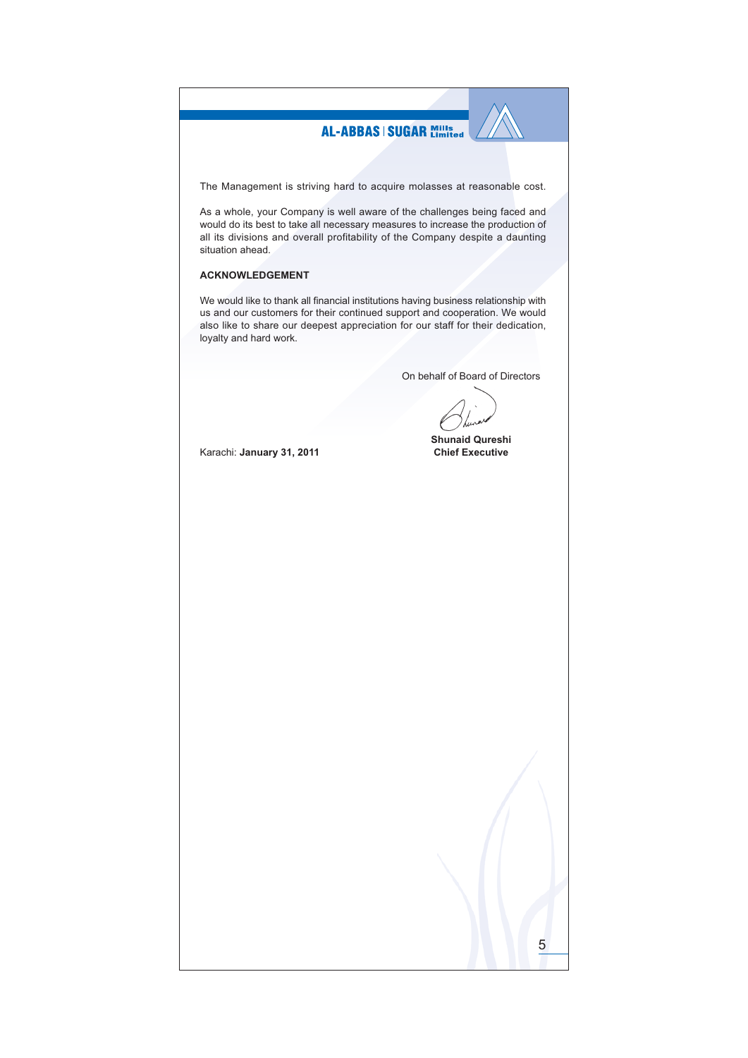The Management is striving hard to acquire molasses at reasonable cost.

As a whole, your Company is well aware of the challenges being faced and would do its best to take all necessary measures to increase the production of all its divisions and overall profitability of the Company despite a daunting situation ahead.

**ACKNOWLEDGEMENT**

We would like to thank all financial institutions having business relationship with us and our customers for their continued support and cooperation. We would also like to share our deepest appreciation for our staff for their dedication, loyalty and hard work.

On behalf of Board of Directors

**Shunaid Qureshi**
**Chief Executive**

Karachi: **January 31, 2011**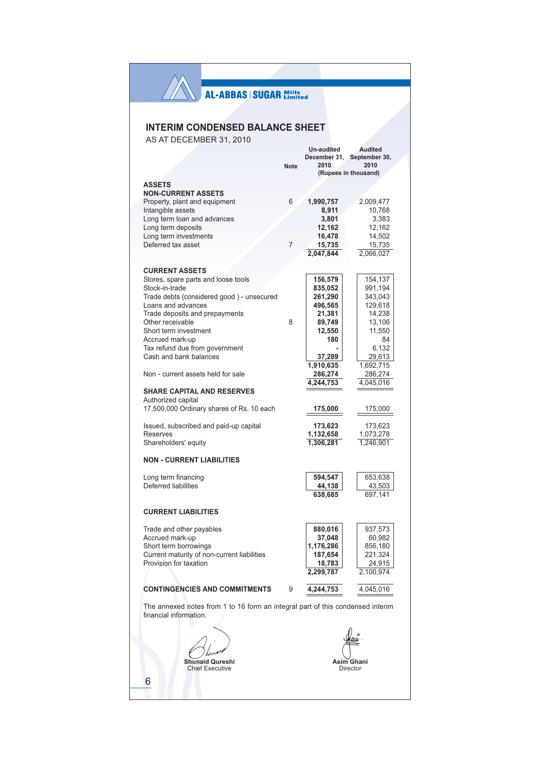AL-ABBAS | SUGAR Mills Limited

# INTERIM CONDENSED BALANCE SHEET

AS AT DECEMBER 31, 2010

| | Note | Un-audited December 31, 2010 | Audited September 30, 2010 |
|---|---|---|---|
| | | (Rupees in thousand) | |
| **ASSETS** | | | |
| **NON-CURRENT ASSETS** | | | |
| Property, plant and equipment | 6 | **1,990,757** | 2,009,477 |
| Intangible assets | | **8,911** | 10,768 |
| Long term loan and advances | | **3,801** | 3,383 |
| Long term deposits | | **12,162** | 12,162 |
| Long term investments | | **16,478** | 14,502 |
| Deferred tax asset | 7 | **15,735** | 15,735 |
| | | **2,047,844** | 2,066,027 |
| **CURRENT ASSETS** | | | |
| Stores, spare parts and loose tools | | **156,579** | 154,137 |
| Stock-in-trade | | **835,052** | 991,194 |
| Trade debts (considered good ) - unsecured | | **261,290** | 343,043 |
| Loans and advances | | **496,565** | 129,618 |
| Trade deposits and prepayments | | **21,381** | 14,238 |
| Other receivable | 8 | **89,749** | 13,106 |
| Short term investment | | **12,550** | 11,550 |
| Accrued mark-up | | **180** | 84 |
| Tax refund due from government | | **-** | 6,132 |
| Cash and bank balances | | **37,289** | 29,613 |
| | | **1,910,635** | 1,692,715 |
| Non - current assets held for sale | | **286,274** | 286,274 |
| | | **4,244,753** | 4,045,016 |
| **SHARE CAPITAL AND RESERVES** | | | |
| Authorized capital | | | |
| 17,500,000 Ordinary shares of Rs. 10 each | | **175,000** | 175,000 |
| Issued, subscribed and paid-up capital | | **173,623** | 173,623 |
| Reserves | | **1,132,658** | 1,073,278 |
| Shareholders' equity | | **1,306,281** | 1,246,901 |
| **NON - CURRENT LIABILITIES** | | | |
| Long term financing | | **594,547** | 653,638 |
| Deferred liabilities | | **44,138** | 43,503 |
| | | **638,685** | 697,141 |
| **CURRENT LIABILITIES** | | | |
| Trade and other payables | | **880,016** | 937,573 |
| Accrued mark-up | | **37,048** | 60,982 |
| Short term borrowings | | **1,176,286** | 856,180 |
| Current maturity of non-current liabilities | | **187,654** | 221,324 |
| Provision for taxation | | **18,783** | 24,915 |
| | | **2,299,787** | 2,100,974 |
| **CONTINGENCIES AND COMMITMENTS** | 9 | **4,244,753** | 4,045,016 |

The annexed notes from 1 to 16 form an integral part of this condensed interim financial information.

**Shunaid Qureshi**
Chief Executive

**Asim Ghani**
Director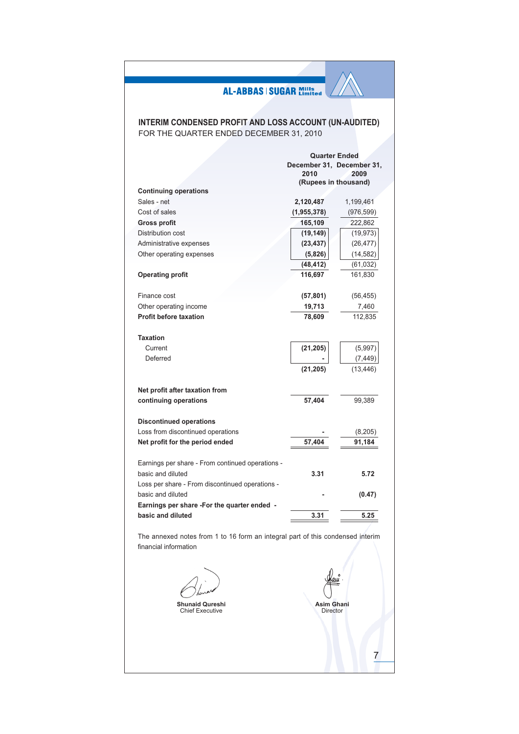AL-ABBAS | SUGAR Mills Limited

## INTERIM CONDENSED PROFIT AND LOSS ACCOUNT (UN-AUDITED)

FOR THE QUARTER ENDED DECEMBER 31, 2010

| | Quarter Ended | |
|---|---|---|
| | **December 31, 2010** | **December 31, 2009** |
| | **(Rupees in thousand)** | |
| **Continuing operations** | | |
| Sales - net | **2,120,487** | 1,199,461 |
| Cost of sales | **(1,955,378)** | (976,599) |
| **Gross profit** | **165,109** | 222,862 |
| Distribution cost | **(19,149)** | (19,973) |
| Administrative expenses | **(23,437)** | (26,477) |
| Other operating expenses | **(5,826)** | (14,582) |
| | **(48,412)** | (61,032) |
| **Operating profit** | **116,697** | 161,830 |
| Finance cost | **(57,801)** | (56,455) |
| Other operating income | **19,713** | 7,460 |
| **Profit before taxation** | **78,609** | 112,835 |
| **Taxation** | | |
| Current | **(21,205)** | (5,997) |
| Deferred | **-** | (7,449) |
| | **(21,205)** | (13,446) |
| **Net profit after taxation from continuing operations** | **57,404** | 99,389 |
| **Discontinued operations** | | |
| Loss from discontinued operations | **-** | (8,205) |
| **Net profit for the period ended** | **57,404** | **91,184** |
| Earnings per share - From continued operations - basic and diluted | **3.31** | **5.72** |
| Loss per share - From discontinued operations - basic and diluted | **-** | **(0.47)** |
| **Earnings per share -For the quarter ended - basic and diluted** | **3.31** | **5.25** |

The annexed notes from 1 to 16 form an integral part of this condensed interim financial information

**Shunaid Qureshi**
Chief Executive

**Asim Ghani**
Director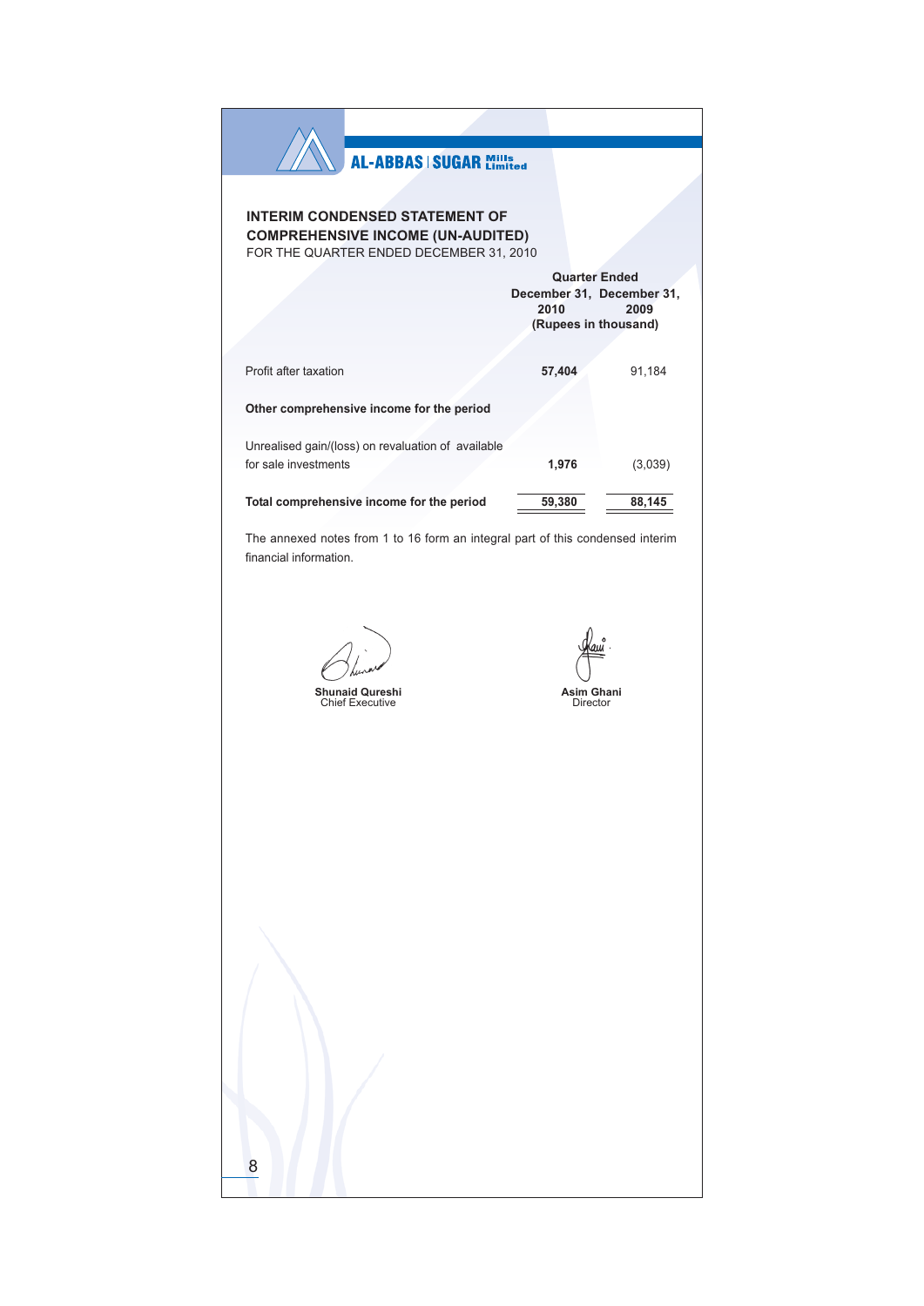AL-ABBAS | SUGAR Mills Limited

## INTERIM CONDENSED STATEMENT OF COMPREHENSIVE INCOME (UN-AUDITED)

FOR THE QUARTER ENDED DECEMBER 31, 2010

| | Quarter Ended | |
|---|---|---|
| | December 31, 2010 | December 31, 2009 |
| | (Rupees in thousand) | |
| Profit after taxation | **57,404** | 91,184 |
| **Other comprehensive income for the period** | | |
| Unrealised gain/(loss) on revaluation of available for sale investments | **1,976** | (3,039) |
| **Total comprehensive income for the period** | **59,380** | **88,145** |

The annexed notes from 1 to 16 form an integral part of this condensed interim financial information.

**Shunaid Qureshi**
Chief Executive

**Asim Ghani**
Director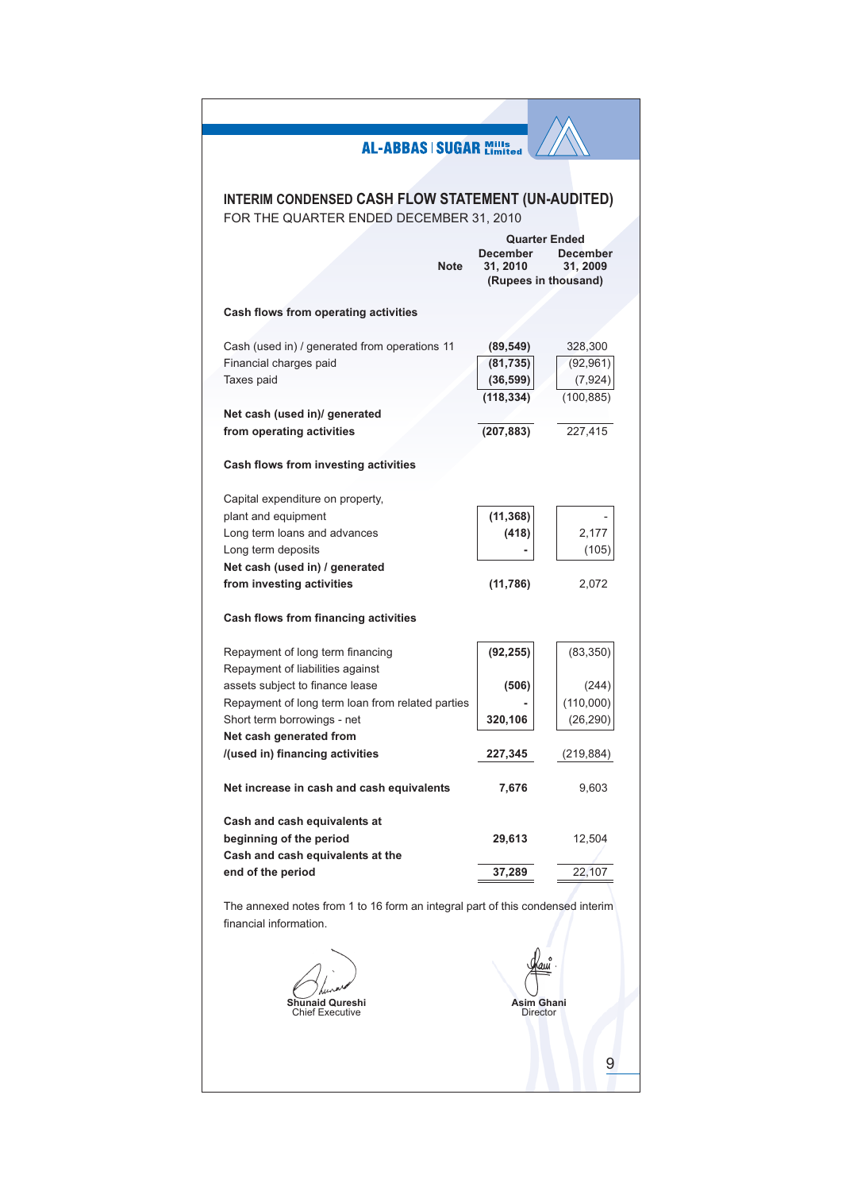AL-ABBAS | SUGAR Mills Limited

## INTERIM CONDENSED CASH FLOW STATEMENT (UN-AUDITED)

FOR THE QUARTER ENDED DECEMBER 31, 2010

| | Note | Quarter Ended December 31, 2010 | Quarter Ended December 31, 2009 |
|---|---|---|---|
| | | (Rupees in thousand) | |
| **Cash flows from operating activities** | | | |
| Cash (used in) / generated from operations | 11 | **(89,549)** | 328,300 |
| Financial charges paid | | **(81,735)** | (92,961) |
| Taxes paid | | **(36,599)** | (7,924) |
| | | **(118,334)** | (100,885) |
| **Net cash (used in)/ generated from operating activities** | | **(207,883)** | 227,415 |
| **Cash flows from investing activities** | | | |
| Capital expenditure on property, plant and equipment | | **(11,368)** | - |
| Long term loans and advances | | **(418)** | 2,177 |
| Long term deposits | | **-** | (105) |
| **Net cash (used in) / generated from investing activities** | | **(11,786)** | 2,072 |
| **Cash flows from financing activities** | | | |
| Repayment of long term financing | | **(92,255)** | (83,350) |
| Repayment of liabilities against assets subject to finance lease | | **(506)** | (244) |
| Repayment of long term loan from related parties | | **-** | (110,000) |
| Short term borrowings - net | | **320,106** | (26,290) |
| **Net cash generated from /(used in) financing activities** | | **227,345** | (219,884) |
| **Net increase in cash and cash equivalents** | | **7,676** | 9,603 |
| **Cash and cash equivalents at beginning of the period** | | **29,613** | 12,504 |
| **Cash and cash equivalents at the end of the period** | | **37,289** | 22,107 |

The annexed notes from 1 to 16 form an integral part of this condensed interim financial information.

**Shunaid Qureshi**
Chief Executive

**Asim Ghani**
Director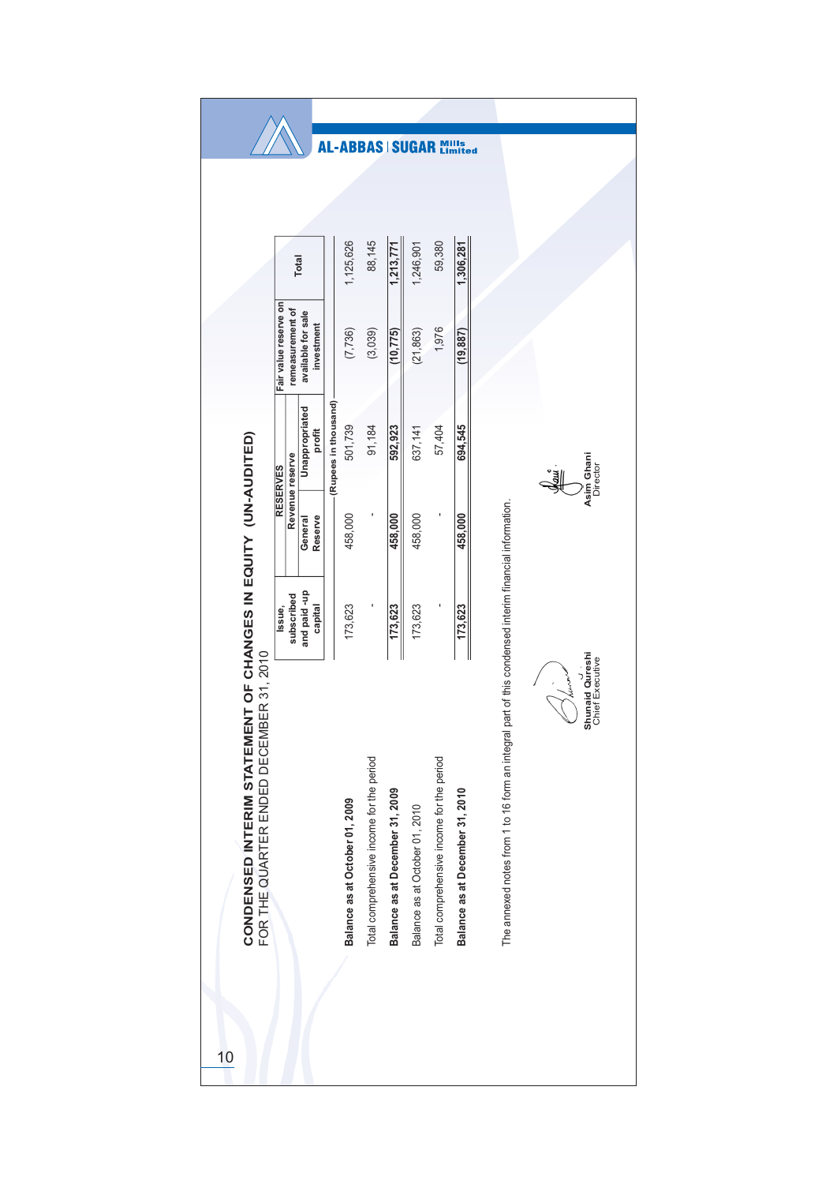# CONDENSED INTERIM STATEMENT OF CHANGES IN EQUITY (UN-AUDITED)

FOR THE QUARTER ENDED DECEMBER 31, 2010

| | Issue, subscribed and paid-up capital | RESERVES | | | Total |
|---|---|---|---|---|---|
| | | Revenue reserve | | Fair value reserve on remeasurement of available for sale investment | |
| | | General Reserve | Unappropriated profit | | |
| | (Rupees in thousand) | | | | |
| **Balance as at October 01, 2009** | 173,623 | 458,000 | 501,739 | (7,736) | 1,125,626 |
| Total comprehensive income for the period | - | - | 91,184 | (3,039) | 88,145 |
| **Balance as at December 31, 2009** | **173,623** | **458,000** | **592,923** | **(10,775)** | **1,213,771** |
| Balance as at October 01, 2010 | 173,623 | 458,000 | 637,141 | (21,863) | 1,246,901 |
| Total comprehensive income for the period | - | - | 57,404 | 1,976 | 59,380 |
| **Balance as at December 31, 2010** | **173,623** | **458,000** | **694,545** | **(19,887)** | **1,306,281** |

The annexed notes from 1 to 16 form an integral part of this condensed interim financial information.

**Shunaid Qureshi**
Chief Executive

**Asim Ghani**
Director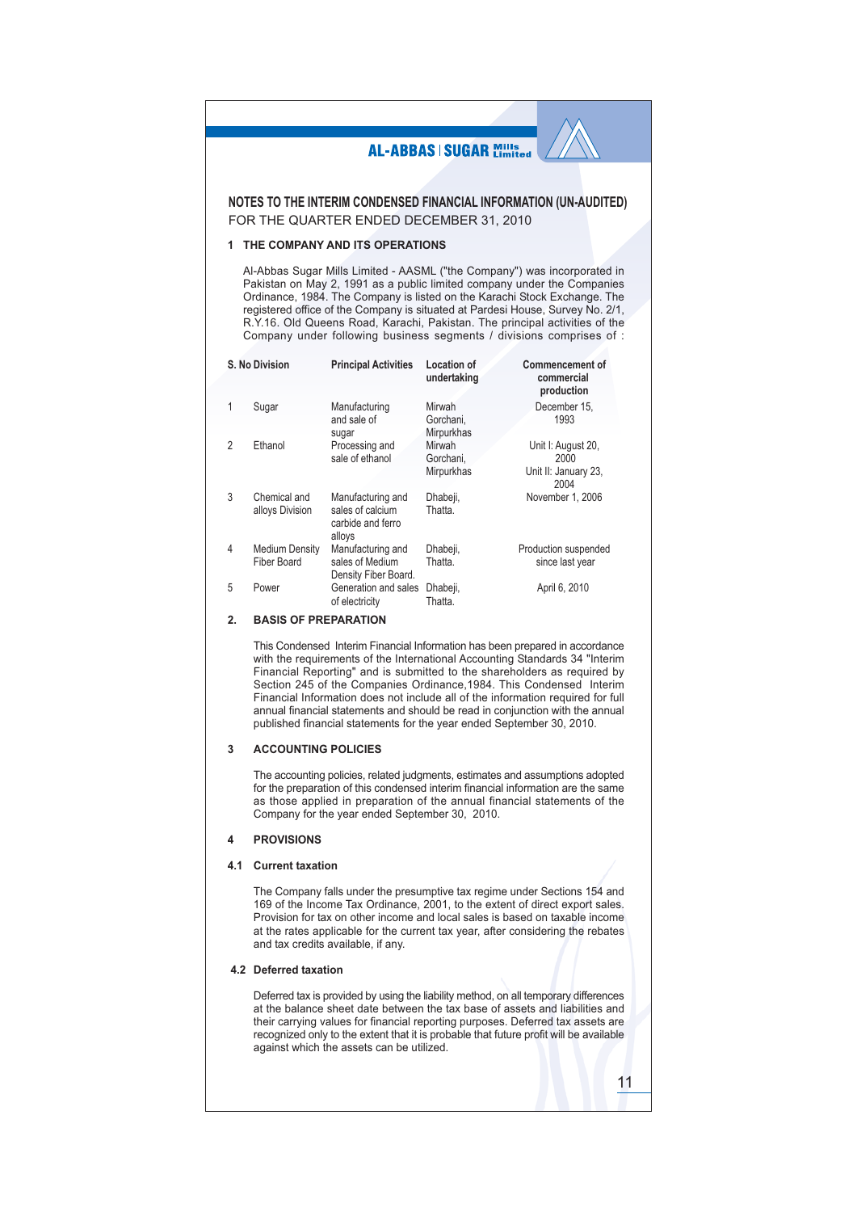# NOTES TO THE INTERIM CONDENSED FINANCIAL INFORMATION (UN-AUDITED)

FOR THE QUARTER ENDED DECEMBER 31, 2010

## 1 THE COMPANY AND ITS OPERATIONS

Al-Abbas Sugar Mills Limited - AASML ("the Company") was incorporated in Pakistan on May 2, 1991 as a public limited company under the Companies Ordinance, 1984. The Company is listed on the Karachi Stock Exchange. The registered office of the Company is situated at Pardesi House, Survey No. 2/1, R.Y.16. Old Queens Road, Karachi, Pakistan. The principal activities of the Company under following business segments / divisions comprises of :

| S. No | Division | Principal Activities | Location of undertaking | Commencement of commercial production |
|---|---|---|---|---|
| 1 | Sugar | Manufacturing and sale of sugar | Mirwah Gorchani, Mirpurkhas | December 15, 1993 |
| 2 | Ethanol | Processing and sale of ethanol | Mirwah Gorchani, Mirpurkhas | Unit I: August 20, 2000<br>Unit II: January 23, 2004 |
| 3 | Chemical and alloys Division | Manufacturing and sales of calcium carbide and ferro alloys | Dhabeji, Thatta. | November 1, 2006 |
| 4 | Medium Density Fiber Board | Manufacturing and sales of Medium Density Fiber Board. | Dhabeji, Thatta. | Production suspended since last year |
| 5 | Power | Generation and sales of electricity | Dhabeji, Thatta. | April 6, 2010 |

## 2. BASIS OF PREPARATION

This Condensed Interim Financial Information has been prepared in accordance with the requirements of the International Accounting Standards 34 "Interim Financial Reporting" and is submitted to the shareholders as required by Section 245 of the Companies Ordinance,1984. This Condensed Interim Financial Information does not include all of the information required for full annual financial statements and should be read in conjunction with the annual published financial statements for the year ended September 30, 2010.

## 3 ACCOUNTING POLICIES

The accounting policies, related judgments, estimates and assumptions adopted for the preparation of this condensed interim financial information are the same as those applied in preparation of the annual financial statements of the Company for the year ended September 30, 2010.

## 4 PROVISIONS

### 4.1 Current taxation

The Company falls under the presumptive tax regime under Sections 154 and 169 of the Income Tax Ordinance, 2001, to the extent of direct export sales. Provision for tax on other income and local sales is based on taxable income at the rates applicable for the current tax year, after considering the rebates and tax credits available, if any.

### 4.2 Deferred taxation

Deferred tax is provided by using the liability method, on all temporary differences at the balance sheet date between the tax base of assets and liabilities and their carrying values for financial reporting purposes. Deferred tax assets are recognized only to the extent that it is probable that future profit will be available against which the assets can be utilized.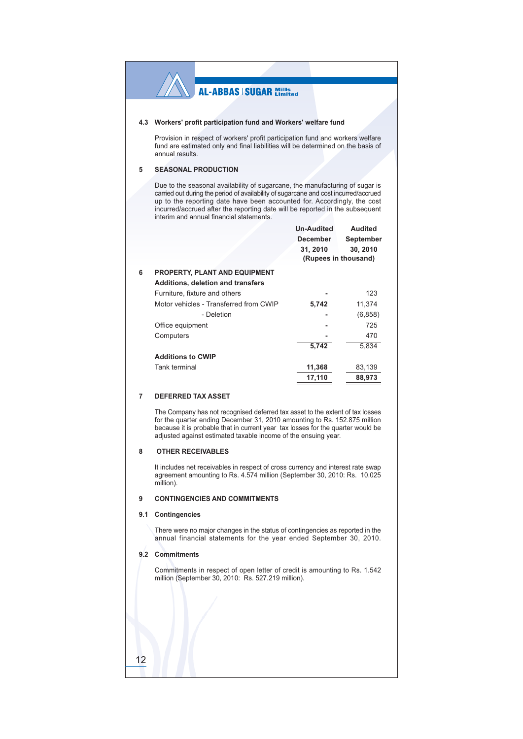### 4.3 Workers' profit participation fund and Workers' welfare fund

Provision in respect of workers' profit participation fund and workers welfare fund are estimated only and final liabilities will be determined on the basis of annual results.

## 5 SEASONAL PRODUCTION

Due to the seasonal availability of sugarcane, the manufacturing of sugar is carried out during the period of availability of sugarcane and cost incurred/accrued up to the reporting date have been accounted for. Accordingly, the cost incurred/accrued after the reporting date will be reported in the subsequent interim and annual financial statements.

| | | Un-Audited December 31, 2010 | Audited September 30, 2010 |
|---|---|---|---|
| | | (Rupees in thousand) | |
| **6** | **PROPERTY, PLANT AND EQUIPMENT** | | |
| | **Additions, deletion and transfers** | | |
| | Furniture, fixture and others | - | 123 |
| | Motor vehicles - Transferred from CWIP | **5,742** | 11,374 |
| | - Deletion | - | (6,858) |
| | Office equipment | - | 725 |
| | Computers | - | 470 |
| | | **5,742** | 5,834 |
| | **Additions to CWIP** | | |
| | Tank terminal | **11,368** | 83,139 |
| | | **17,110** | **88,973** |

## 7 DEFERRED TAX ASSET

The Company has not recognised deferred tax asset to the extent of tax losses for the quarter ending December 31, 2010 amounting to Rs. 152.875 million because it is probable that in current year tax losses for the quarter would be adjusted against estimated taxable income of the ensuing year.

## 8 OTHER RECEIVABLES

It includes net receivables in respect of cross currency and interest rate swap agreement amounting to Rs. 4.574 million (September 30, 2010: Rs. 10.025 million).

## 9 CONTINGENCIES AND COMMITMENTS

### 9.1 Contingencies

There were no major changes in the status of contingencies as reported in the annual financial statements for the year ended September 30, 2010.

### 9.2 Commitments

Commitments in respect of open letter of credit is amounting to Rs. 1.542 million (September 30, 2010: Rs. 527.219 million).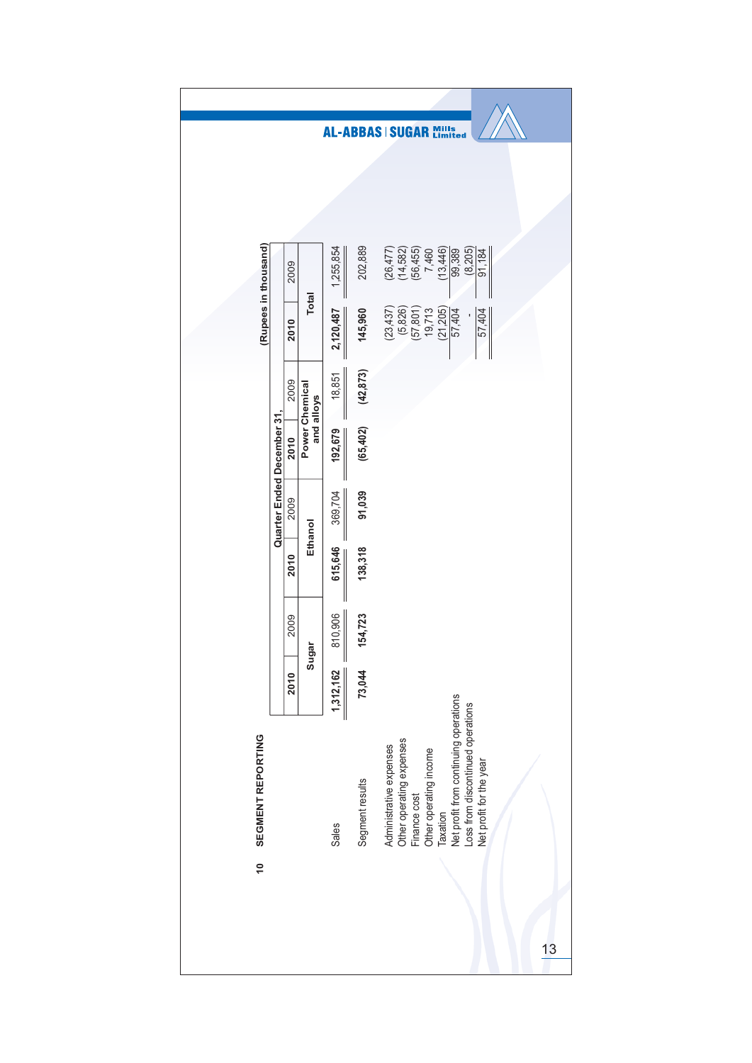## 10 SEGMENT REPORTING

(Rupees in thousand)

| | Quarter Ended December 31, | | | | | | | |
|---|---|---|---|---|---|---|---|---|
| | Sugar | | Ethanol | | Power Chemical and alloys | | Total | |
| | **2010** | 2009 | **2010** | 2009 | **2010** | 2009 | **2010** | 2009 |
| Sales | **1,312,162** | 810,906 | **615,646** | 369,704 | **192,679** | 18,851 | **2,120,487** | 1,255,854 |
| Segment results | **73,044** | **154,723** | **138,318** | **91,039** | **(65,402)** | **(42,873)** | **145,960** | 202,889 |
| Administrative expenses | | | | | | | (23,437) | (26,477) |
| Other operating expenses | | | | | | | (5,826) | (14,582) |
| Finance cost | | | | | | | (57,801) | (56,455) |
| Other operating income | | | | | | | 19,713 | 7,460 |
| Taxation | | | | | | | (21,205) | (13,446) |
| Net profit from continuing operations | | | | | | | 57,404 | 99,389 |
| Loss from discontinued operations | | | | | | | - | (8,205) |
| Net profit for the year | | | | | | | 57,404 | 91,184 |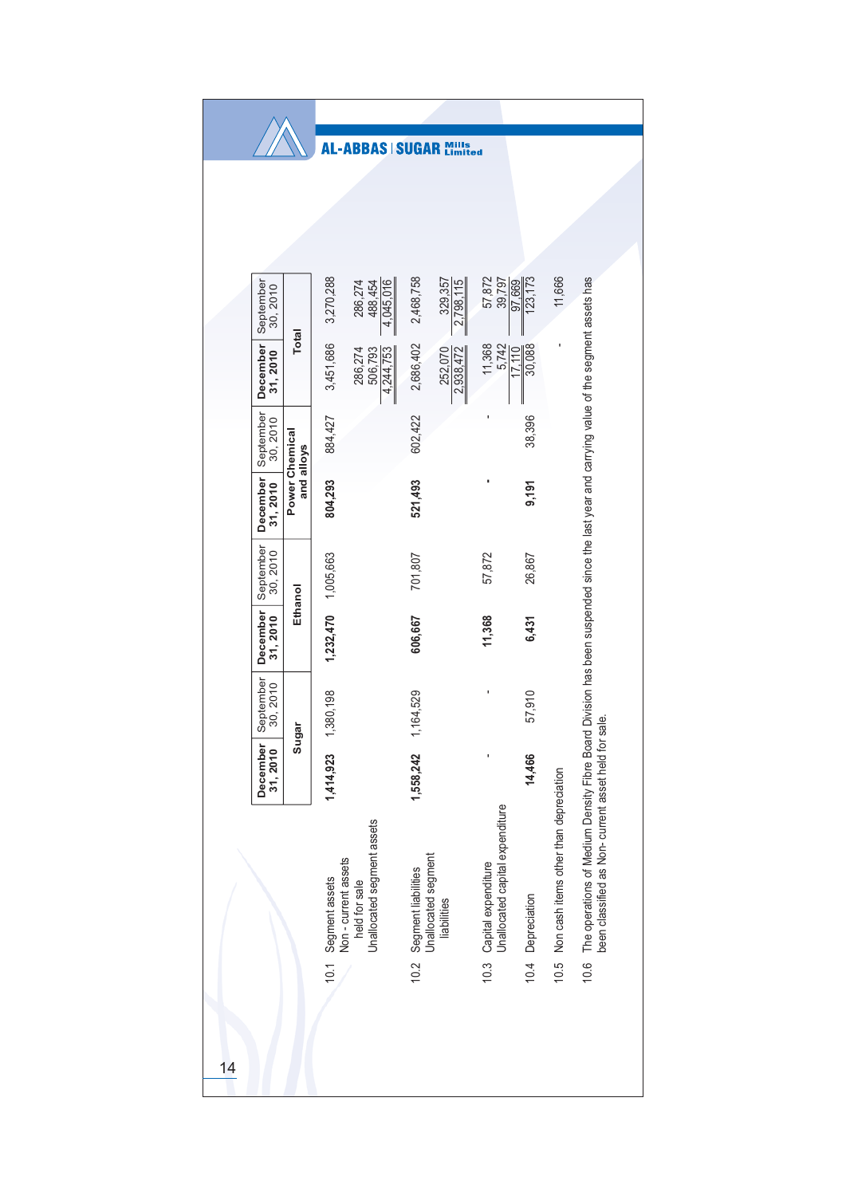| | Sugar | | Ethanol | | Power Chemical and alloys | | Total | |
|---|---|---|---|---|---|---|---|---|
| | **December 31, 2010** | September 30, 2010 | **December 31, 2010** | September 30, 2010 | **December 31, 2010** | September 30, 2010 | **December 31, 2010** | September 30, 2010 |
| 10.1 Segment assets | **1,414,923** | 1,380,198 | **1,232,470** | 1,005,663 | **804,293** | 884,427 | 3,451,686 | 3,270,288 |
| Non - current assets held for sale | | | | | | | 286,274 | 286,274 |
| Unallocated segment assets | | | | | | | 506,793 | 488,454 |
| | | | | | | | 4,244,753 | 4,045,016 |
| 10.2 Segment liabilities | **1,558,242** | 1,164,529 | **606,667** | 701,807 | **521,493** | 602,422 | 2,686,402 | 2,468,758 |
| Unallocated segment liabilities | | | | | | | 252,070 | 329,357 |
| | | | | | | | 2,938,472 | 2,798,115 |
| 10.3 Capital expenditure | **-** | - | **11,368** | 57,872 | **-** | - | 11,368 | 57,872 |
| Unallocated capital expenditure | | | | | | | 5,742 | 39,797 |
| | | | | | | | 17,110 | 97,669 |
| 10.4 Depreciation | **14,466** | 57,910 | **6,431** | 26,867 | **9,191** | 38,396 | 30,088 | 123,173 |
| 10.5 Non cash items other than depreciation | | | | | | | - | 11,666 |

10.6 The operations of Medium Density Fibre Board Division has been suspended since the last year and carrying value of the segment assets has been classified as Non- current asset held for sale.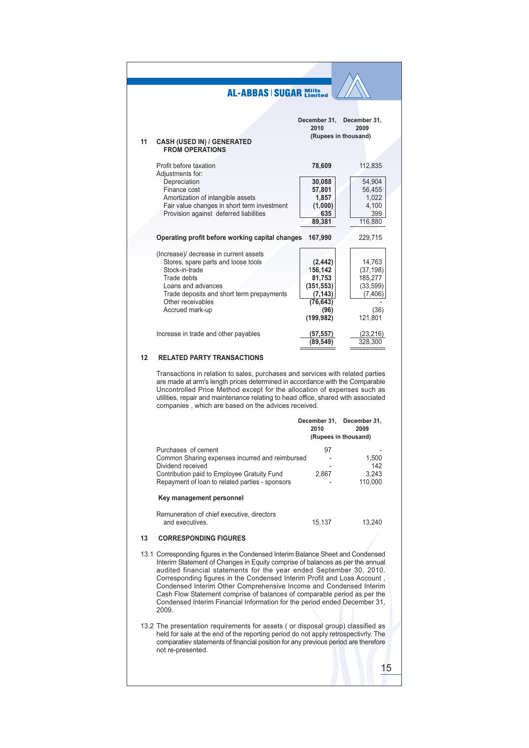## 11 CASH (USED IN) / GENERATED FROM OPERATIONS

| | December 31, 2010 | December 31, 2009 |
|---|---|---|
| | (Rupees in thousand) | |
| Profit before taxation | **78,609** | 112,835 |
| Adjustments for: | | |
| Depreciation | **30,088** | 54,904 |
| Finance cost | **57,801** | 56,455 |
| Amortization of intangible assets | **1,857** | 1,022 |
| Fair value changes in short term investment | **(1,000)** | 4,100 |
| Provision against deferred liabilities | **635** | 399 |
| | **89,381** | 116,880 |
| **Operating profit before working capital changes** | **167,990** | 229,715 |
| (Increase)/ decrease in current assets | | |
| Stores, spare parts and loose tools | **(2,442)** | 14,763 |
| Stock-in-trade | **156,142** | (37,198) |
| Trade debts | **81,753** | 185,277 |
| Loans and advances | **(351,553)** | (33,599) |
| Trade deposits and short term prepayments | **(7,143)** | (7,406) |
| Other receivables | **(76,643)** | - |
| Accrued mark-up | **(96)** | (36) |
| | **(199,982)** | 121,801 |
| Increase in trade and other payables | **(57,557)** | (23,216) |
| | **(89,549)** | 328,300 |

## 12 RELATED PARTY TRANSACTIONS

Transactions in relation to sales, purchases and services with related parties are made at arm's length prices determined in accordance with the Comparable Uncontrolled Price Method except for the allocation of expenses such as utilities, repair and maintenance relating to head office, shared with associated companies , which are based on the advices received.

| | December 31, 2010 | December 31, 2009 |
|---|---|---|
| | (Rupees in thousand) | |
| Purchases of cement | 97 | - |
| Common Sharing expenses incurred and reimbursed | - | 1,500 |
| Dividend received | - | 142 |
| Contribution paid to Employee Gratuity Fund | 2,867 | 3,243 |
| Repayment of loan to related parties - sponsors | - | 110,000 |
| **Key management personnel** | | |
| Remuneration of chief executive, directors and executives. | 15,137 | 13,240 |

## 13 CORRESPONDING FIGURES

13.1 Corresponding figures in the Condensed Interim Balance Sheet and Condensed Interim Statement of Changes in Equity comprise of balances as per the annual audited financial statements for the year ended September 30, 2010. Corresponding figures in the Condensed Interim Profit and Loss Account , Condensed Interim Other Comprehensive Income and Condensed Interim Cash Flow Statement comprise of balances of comparable period as per the Condensed Interim Financial Information for the period ended December 31, 2009.

13.2 The presentation requirements for assets ( or disposal group) classified as held for sale at the end of the reporting period do not apply retrospectivrly. The comparatiev statements of financial position for any previous period are therefore not re-presented.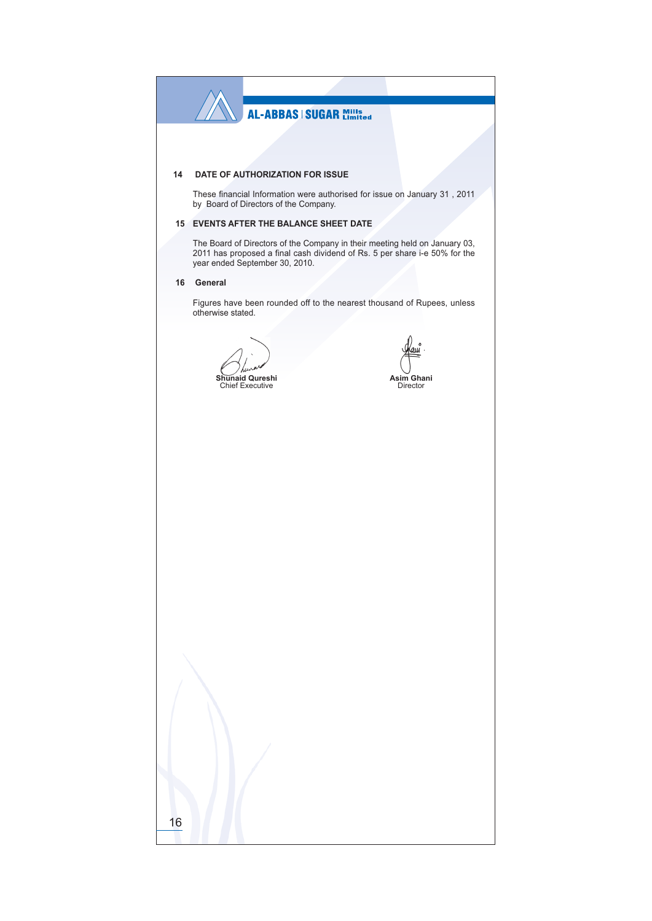## 14 DATE OF AUTHORIZATION FOR ISSUE

These financial Information were authorised for issue on January 31 , 2011 by Board of Directors of the Company.

## 15 EVENTS AFTER THE BALANCE SHEET DATE

The Board of Directors of the Company in their meeting held on January 03, 2011 has proposed a final cash dividend of Rs. 5 per share i-e 50% for the year ended September 30, 2010.

## 16 General

Figures have been rounded off to the nearest thousand of Rupees, unless otherwise stated.

| | |
|---|---|
| **Shunaid Qureshi**<br>Chief Executive | **Asim Ghani**<br>Director |